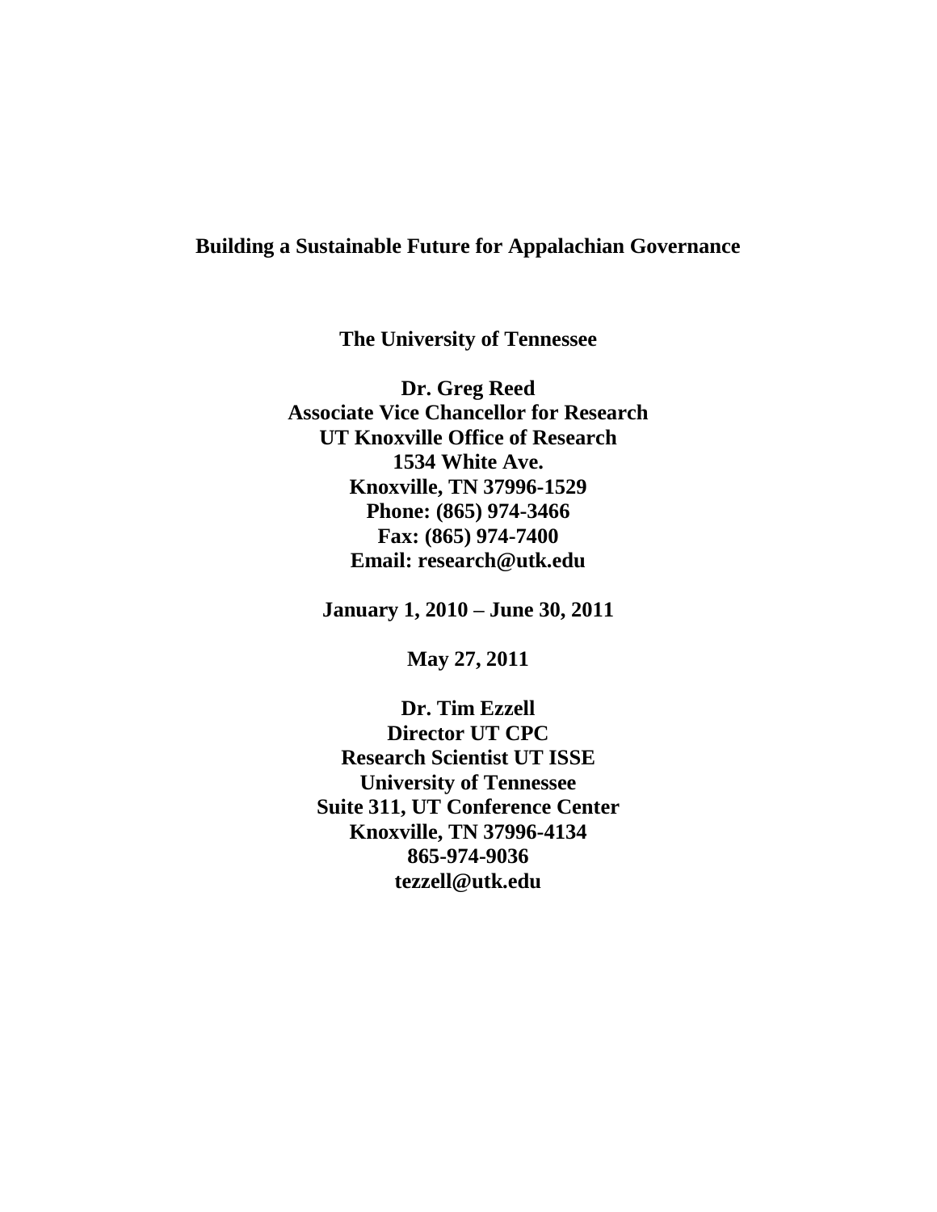# Building a Sustainable Future for Appalachian Governance

**The University of Tennessee**

**Dr. Greg Reed**
**Associate Vice Chancellor for Research**
**UT Knoxville Office of Research**
**1534 White Ave.**
**Knoxville, TN 37996-1529**
**Phone: (865) 974-3466**
**Fax: (865) 974-7400**
**Email: research@utk.edu**

**January 1, 2010 – June 30, 2011**

**May 27, 2011**

**Dr. Tim Ezzell**
**Director UT CPC**
**Research Scientist UT ISSE**
**University of Tennessee**
**Suite 311, UT Conference Center**
**Knoxville, TN 37996-4134**
**865-974-9036**
**tezzell@utk.edu**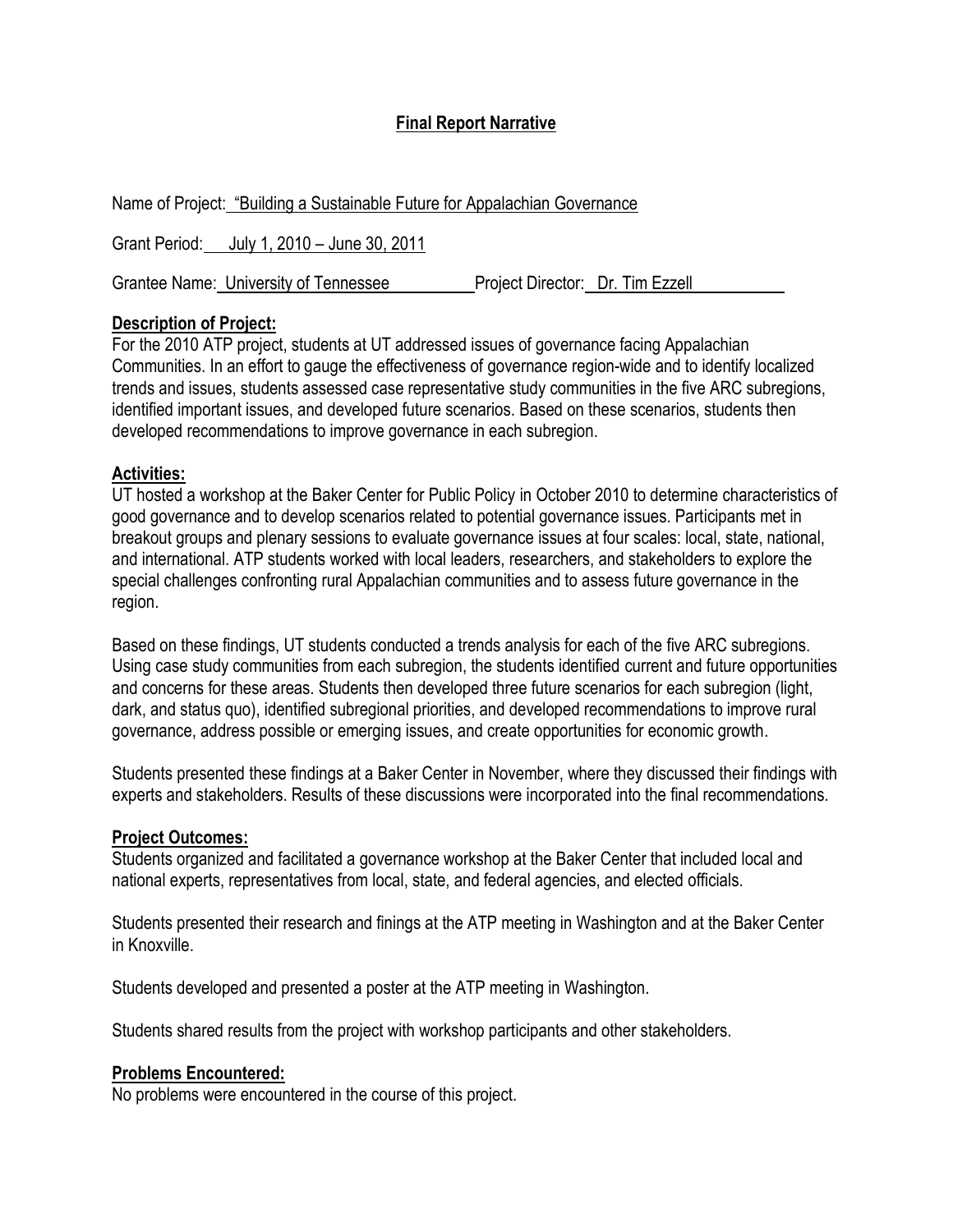# Final Report Narrative

Name of Project: "Building a Sustainable Future for Appalachian Governance

Grant Period: July 1, 2010 – June 30, 2011

Grantee Name: University of Tennessee Project Director: Dr. Tim Ezzell

**Description of Project:**

For the 2010 ATP project, students at UT addressed issues of governance facing Appalachian Communities. In an effort to gauge the effectiveness of governance region-wide and to identify localized trends and issues, students assessed case representative study communities in the five ARC subregions, identified important issues, and developed future scenarios. Based on these scenarios, students then developed recommendations to improve governance in each subregion.

**Activities:**

UT hosted a workshop at the Baker Center for Public Policy in October 2010 to determine characteristics of good governance and to develop scenarios related to potential governance issues. Participants met in breakout groups and plenary sessions to evaluate governance issues at four scales: local, state, national, and international. ATP students worked with local leaders, researchers, and stakeholders to explore the special challenges confronting rural Appalachian communities and to assess future governance in the region.

Based on these findings, UT students conducted a trends analysis for each of the five ARC subregions. Using case study communities from each subregion, the students identified current and future opportunities and concerns for these areas. Students then developed three future scenarios for each subregion (light, dark, and status quo), identified subregional priorities, and developed recommendations to improve rural governance, address possible or emerging issues, and create opportunities for economic growth.

Students presented these findings at a Baker Center in November, where they discussed their findings with experts and stakeholders. Results of these discussions were incorporated into the final recommendations.

**Project Outcomes:**

Students organized and facilitated a governance workshop at the Baker Center that included local and national experts, representatives from local, state, and federal agencies, and elected officials.

Students presented their research and finings at the ATP meeting in Washington and at the Baker Center in Knoxville.

Students developed and presented a poster at the ATP meeting in Washington.

Students shared results from the project with workshop participants and other stakeholders.

**Problems Encountered:**

No problems were encountered in the course of this project.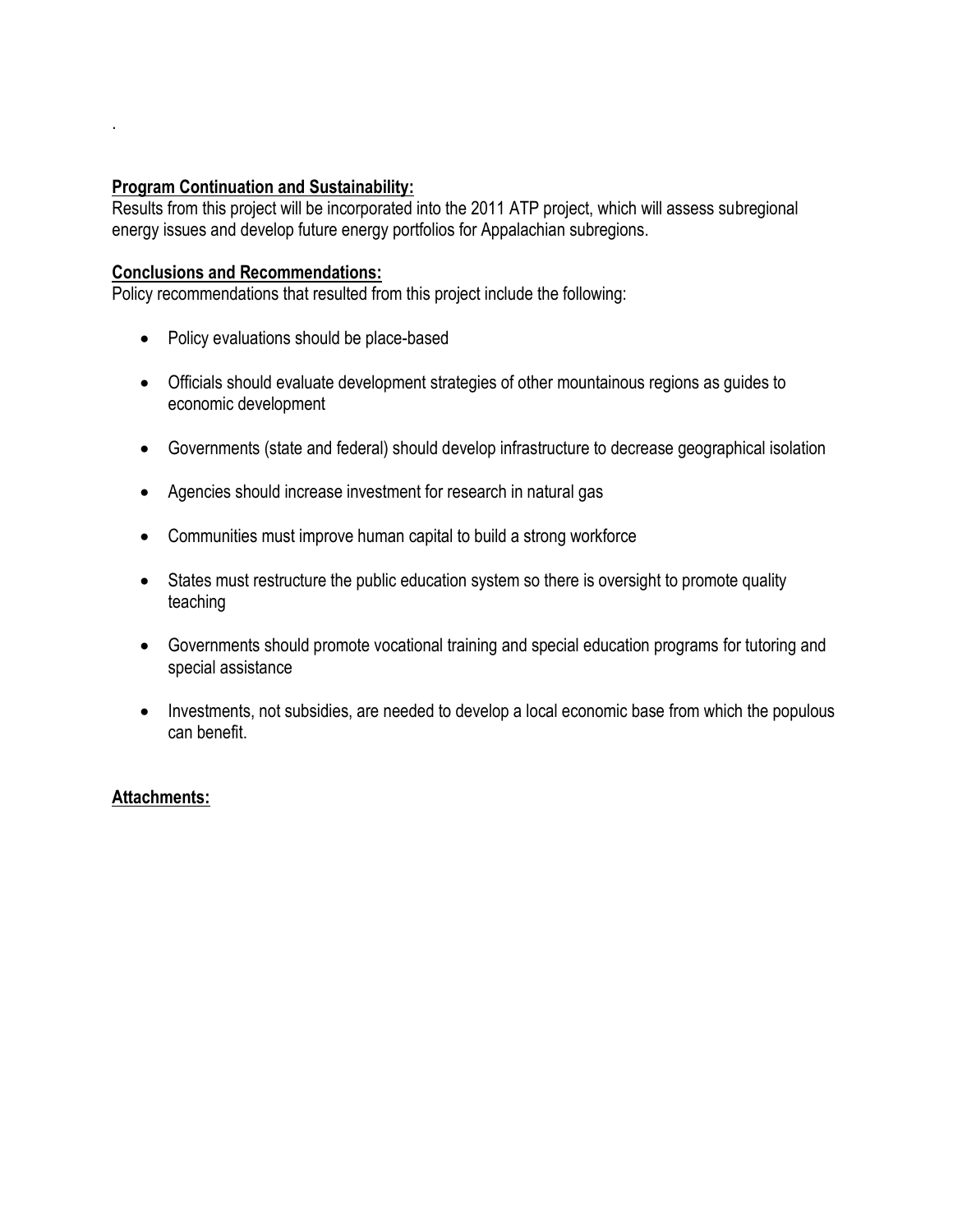.

**Program Continuation and Sustainability:**

Results from this project will be incorporated into the 2011 ATP project, which will assess subregional energy issues and develop future energy portfolios for Appalachian subregions.

**Conclusions and Recommendations:**

Policy recommendations that resulted from this project include the following:

- Policy evaluations should be place-based
- Officials should evaluate development strategies of other mountainous regions as guides to economic development
- Governments (state and federal) should develop infrastructure to decrease geographical isolation
- Agencies should increase investment for research in natural gas
- Communities must improve human capital to build a strong workforce
- States must restructure the public education system so there is oversight to promote quality teaching
- Governments should promote vocational training and special education programs for tutoring and special assistance
- Investments, not subsidies, are needed to develop a local economic base from which the populous can benefit.

**Attachments:**